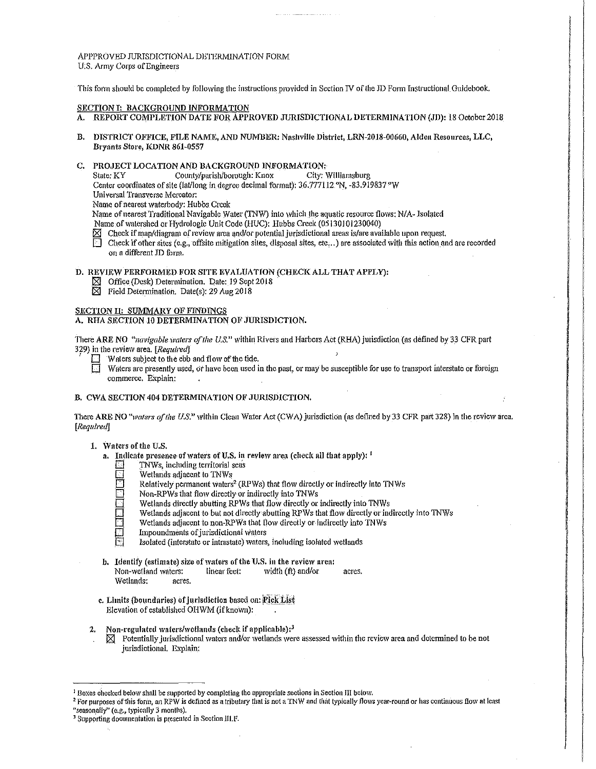APPPROVED JURISDICTIONAL DETERMINATION FORM
U.S. Army Corps of Engineers

This form should be completed by following the instructions provided in Section IV of the JD Form Instructional Guidebook.

## SECTION I: BACKGROUND INFORMATION

A. REPORT COMPLETION DATE FOR APPROVED JURISDICTIONAL DETERMINATION (JD): 18 October 2018

B. DISTRICT OFFICE, FILE NAME, AND NUMBER: Nashville District, LRN-2018-00660, Alden Resources, LLC, Bryants Store, KDNR 861-0557

C. PROJECT LOCATION AND BACKGROUND INFORMATION:
State: KY County/parish/borough: Knox City: Williamsburg
Center coordinates of site (lat/long in degree decimal format): 36.777112 °N, -83.919837 °W
Universal Transverse Mercator:
Name of nearest waterbody: Hubbs Creek
Name of nearest Traditional Navigable Water (TNW) into which the aquatic resource flows: N/A- Isolated
Name of watershed or Hydrologic Unit Code (HUC): Hubbs Creek (051301010230040)

- ☒ Check if map/diagram of review area and/or potential jurisdictional areas is/are available upon request.
- ☐ Check if other sites (e.g., offsite mitigation sites, disposal sites, etc...) are associated with this action and are recorded on a different JD form.

D. REVIEW PERFORMED FOR SITE EVALUATION (CHECK ALL THAT APPLY):

- ☒ Office (Desk) Determination. Date: 19 Sept 2018
- ☒ Field Determination. Date(s): 29 Aug 2018

## SECTION II: SUMMARY OF FINDINGS

A. RHA SECTION 10 DETERMINATION OF JURISDICTION.

There ARE NO *"navigable waters of the U.S."* within Rivers and Harbors Act (RHA) jurisdiction (as defined by 33 CFR part 329) in the review area. *[Required]*

- ☐ Waters subject to the ebb and flow of the tide.
- ☐ Waters are presently used, or have been used in the past, or may be susceptible for use to transport interstate or foreign commerce. Explain:

B. CWA SECTION 404 DETERMINATION OF JURISDICTION.

There ARE NO *"waters of the U.S."* within Clean Water Act (CWA) jurisdiction (as defined by 33 CFR part 328) in the review area. *[Required]*

1. Waters of the U.S.

   a. Indicate presence of waters of U.S. in review area (check all that apply): [1]

   - ☐ TNWs, including territorial seas
   - ☐ Wetlands adjacent to TNWs
   - ☐ Relatively permanent waters[2] (RPWs) that flow directly or indirectly into TNWs
   - ☐ Non-RPWs that flow directly or indirectly into TNWs
   - ☐ Wetlands directly abutting RPWs that flow directly or indirectly into TNWs
   - ☐ Wetlands adjacent to but not directly abutting RPWs that flow directly or indirectly into TNWs
   - ☐ Wetlands adjacent to non-RPWs that flow directly or indirectly into TNWs
   - ☐ Impoundments of jurisdictional waters
   - ☐ Isolated (interstate or intrastate) waters, including isolated wetlands

   b. Identify (estimate) size of waters of the U.S. in the review area:
   Non-wetland waters: linear feet: width (ft) and/or acres.
   Wetlands: acres.

   c. Limits (boundaries) of jurisdiction based on: Pick List
   Elevation of established OHWM (if known):

2. Non-regulated waters/wetlands (check if applicable):[3]

   - ☒ Potentially jurisdictional waters and/or wetlands were assessed within the review area and determined to be not jurisdictional. Explain:

---

[1] Boxes checked below shall be supported by completing the appropriate sections in Section III below.

[2] For purposes of this form, an RPW is defined as a tributary that is not a TNW and that typically flows year-round or has continuous flow at least "seasonally" (e.g., typically 3 months).

[3] Supporting documentation is presented in Section III.F.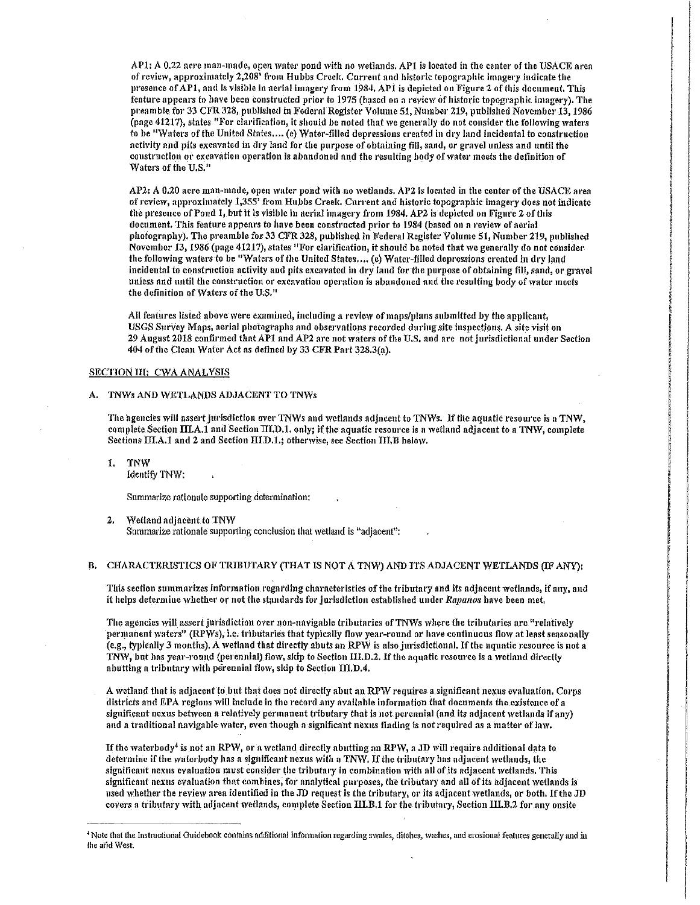AP1: A 0.22 acre man-made, open water pond with no wetlands. AP1 is located in the center of the USACE area of review, approximately 2,208' from Hubbs Creek. Current and historic topographic imagery indicate the presence of AP1, and is visible in aerial imagery from 1984. AP1 is depicted on Figure 2 of this document. This feature appears to have been constructed prior to 1975 (based on a review of historic topographic imagery). The preamble for 33 CFR 328, published in Federal Register Volume 51, Number 219, published November 13, 1986 (page 41217), states "For clarification, it should be noted that we generally do not consider the following waters to be "Waters of the United States.... (e) Water-filled depressions created in dry land incidental to construction activity and pits excavated in dry land for the purpose of obtaining fill, sand, or gravel unless and until the construction or excavation operation is abandoned and the resulting body of water meets the definition of Waters of the U.S."

AP2: A 0.20 acre man-made, open water pond with no wetlands. AP2 is located in the center of the USACE area of review, approximately 1,355' from Hubbs Creek. Current and historic topographic imagery does not indicate the presence of Pond 1, but it is visible in aerial imagery from 1984. AP2 is depicted on Figure 2 of this document. This feature appears to have been constructed prior to 1984 (based on a review of aerial photography). The preamble for 33 CFR 328, published in Federal Register Volume 51, Number 219, published November 13, 1986 (page 41217), states "For clarification, it should be noted that we generally do not consider the following waters to be "Waters of the United States.... (e) Water-filled depressions created in dry land incidental to construction activity and pits excavated in dry land for the purpose of obtaining fill, sand, or gravel unless and until the construction or excavation operation is abandoned and the resulting body of water meets the definition of Waters of the U.S."

All features listed above were examined, including a review of maps/plans submitted by the applicant, USGS Survey Maps, aerial photographs and observations recorded during site inspections. A site visit on 29 August 2018 confirmed that AP1 and AP2 are not waters of the U.S. and are not jurisdictional under Section 404 of the Clean Water Act as defined by 33 CFR Part 328.3(a).

## SECTION III: CWA ANALYSIS

### A. TNWs AND WETLANDS ADJACENT TO TNWs

The agencies will assert jurisdiction over TNWs and wetlands adjacent to TNWs. If the aquatic resource is a TNW, complete Section III.A.1 and Section III.D.1. only; if the aquatic resource is a wetland adjacent to a TNW, complete Sections III.A.1 and 2 and Section III.D.1.; otherwise, see Section III.B below.

1. **TNW**
   Identify TNW:

   Summarize rationale supporting determination:

2. **Wetland adjacent to TNW**
   Summarize rationale supporting conclusion that wetland is "adjacent":

### B. CHARACTERISTICS OF TRIBUTARY (THAT IS NOT A TNW) AND ITS ADJACENT WETLANDS (IF ANY):

This section summarizes information regarding characteristics of the tributary and its adjacent wetlands, if any, and it helps determine whether or not the standards for jurisdiction established under *Rapanos* have been met.

The agencies will assert jurisdiction over non-navigable tributaries of TNWs where the tributaries are "relatively permanent waters" (RPWs), i.e. tributaries that typically flow year-round or have continuous flow at least seasonally (e.g., typically 3 months). A wetland that directly abuts an RPW is also jurisdictional. If the aquatic resource is not a TNW, but has year-round (perennial) flow, skip to Section III.D.2. If the aquatic resource is a wetland directly abutting a tributary with perennial flow, skip to Section III.D.4.

A wetland that is adjacent to but that does not directly abut an RPW requires a significant nexus evaluation. Corps districts and EPA regions will include in the record any available information that documents the existence of a significant nexus between a relatively permanent tributary that is not perennial (and its adjacent wetlands if any) and a traditional navigable water, even though a significant nexus finding is not required as a matter of law.

If the waterbody[4] is not an RPW, or a wetland directly abutting an RPW, a JD will require additional data to determine if the waterbody has a significant nexus with a TNW. If the tributary has adjacent wetlands, the significant nexus evaluation must consider the tributary in combination with all of its adjacent wetlands. This significant nexus evaluation that combines, for analytical purposes, the tributary and all of its adjacent wetlands is used whether the review area identified in the JD request is the tributary, or its adjacent wetlands, or both. If the JD covers a tributary with adjacent wetlands, complete Section III.B.1 for the tributary, Section III.B.2 for any onsite

[4] Note that the Instructional Guidebook contains additional information regarding swales, ditches, washes, and erosional features generally and in the arid West.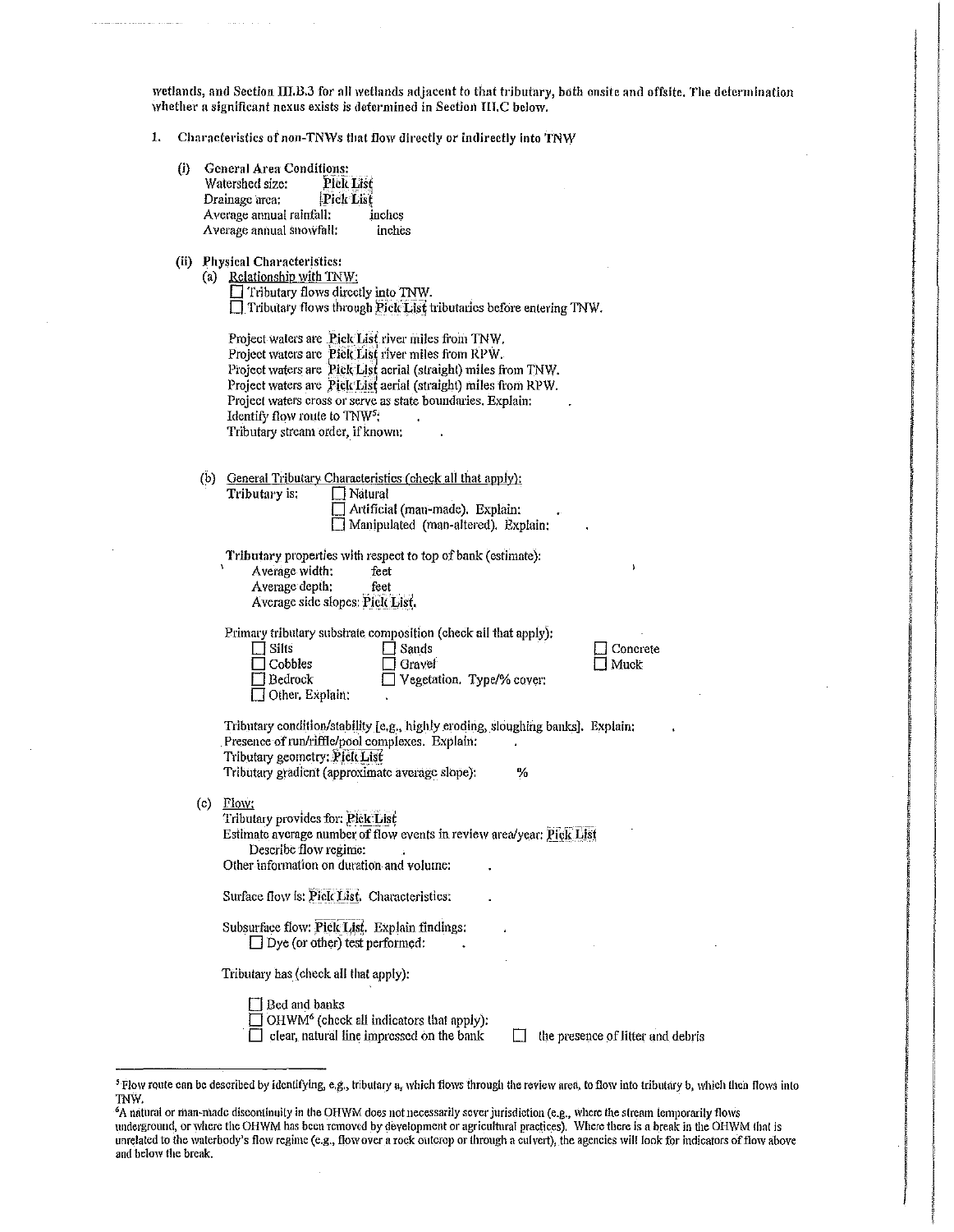wetlands, and Section III.B.3 for all wetlands adjacent to that tributary, both onsite and offsite. The determination whether a significant nexus exists is determined in Section III.C below.

1. Characteristics of non-TNWs that flow directly or indirectly into TNW

   (i) General Area Conditions:
   Watershed size: Pick List
   Drainage area: Pick List
   Average annual rainfall: inches
   Average annual snowfall: inches

   (ii) Physical Characteristics:
   (a) Relationship with TNW:
   ☐ Tributary flows directly into TNW.
   ☐ Tributary flows through Pick List tributaries before entering TNW.

   Project waters are Pick List river miles from TNW.
   Project waters are Pick List river miles from RPW.
   Project waters are Pick List aerial (straight) miles from TNW.
   Project waters are Pick List aerial (straight) miles from RPW.
   Project waters cross or serve as state boundaries. Explain: .
   Identify flow route to TNW[5]: .
   Tributary stream order, if known: .

   (b) General Tributary Characteristics (check all that apply):
   **Tributary** is: ☐ Natural
   ☐ Artificial (man-made). Explain: .
   ☐ Manipulated (man-altered). Explain: .

   **Tributary** properties with respect to top of bank (estimate):
   Average width: feet
   Average depth: feet
   Average side slopes: Pick List.

   Primary tributary substrate composition (check all that apply):
   ☐ Silts ☐ Sands ☐ Concrete
   ☐ Cobbles ☐ Gravel ☐ Muck
   ☐ Bedrock ☐ Vegetation. Type/% cover: .
   ☐ Other. Explain: .

   Tributary condition/stability [e.g., highly eroding, sloughing banks]. Explain: .
   Presence of run/riffle/pool complexes. Explain: .
   Tributary geometry: Pick List
   Tributary gradient (approximate average slope): %

   (c) Flow:
   Tributary provides for: Pick List
   Estimate average number of flow events in review area/year: Pick List
   Describe flow regime: .
   Other information on duration and volume: .

   Surface flow is: Pick List. Characteristics: .

   Subsurface flow: Pick List. Explain findings: .
   ☐ Dye (or other) test performed: .

   Tributary has (check all that apply):

   ☐ Bed and banks
   ☐ OHWM[6] (check all indicators that apply):
   ☐ clear, natural line impressed on the bank ☐ the presence of litter and debris

---

[5] Flow route can be described by identifying, e.g., tributary a, which flows through the review area, to flow into tributary b, which then flows into TNW.

[6] A natural or man-made discontinuity in the OHWM does not necessarily sever jurisdiction (e.g., where the stream temporarily flows underground, or where the OHWM has been removed by development or agricultural practices). Where there is a break in the OHWM that is unrelated to the waterbody's flow regime (e.g., flow over a rock outcrop or through a culvert), the agencies will look for indicators of flow above and below the break.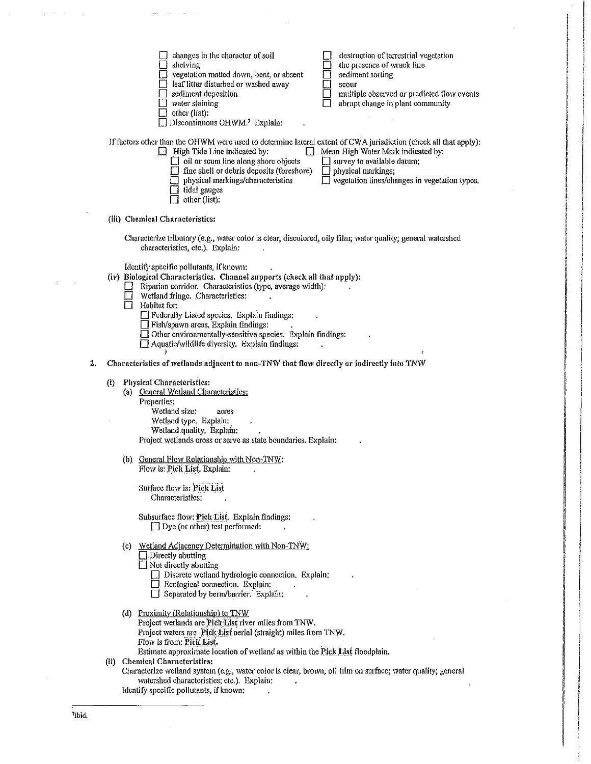- ☐ changes in the character of soil
- ☐ shelving
- ☐ vegetation matted down, bent, or absent
- ☐ leaf litter disturbed or washed away
- ☐ sediment deposition
- ☐ water staining
- ☐ other (list):
- ☐ Discontinuous OHWM.[7] Explain:
- ☐ destruction of terrestrial vegetation
- ☐ the presence of wrack line
- ☐ sediment sorting
- ☐ scour
- ☐ multiple observed or predicted flow events
- ☐ abrupt change in plant community

If factors other than the OHWM were used to determine lateral extent of CWA jurisdiction (check all that apply):

- ☐ High Tide Line indicated by:
  - ☐ oil or scum line along shore objects
  - ☐ fine shell or debris deposits (foreshore)
  - ☐ physical markings/characteristics
  - ☐ tidal gauges
  - ☐ other (list):
- ☐ Mean High Water Mark indicated by:
  - ☐ survey to available datum;
  - ☐ physical markings;
  - ☐ vegetation lines/changes in vegetation types.

**(iii) Chemical Characteristics:**

Characterize tributary (e.g., water color is clear, discolored, oily film; water quality; general watershed characteristics, etc.). Explain: .

Identify specific pollutants, if known: .

**(iv) Biological Characteristics. Channel supports (check all that apply):**

- ☐ Riparian corridor. Characteristics (type, average width): .
- ☐ Wetland fringe. Characteristics: .
- ☐ Habitat for:
  - ☐ Federally Listed species. Explain findings: .
  - ☐ Fish/spawn areas. Explain findings: .
  - ☐ Other environmentally-sensitive species. Explain findings: .
  - ☐ Aquatic/wildlife diversity. Explain findings: .

**2. Characteristics of wetlands adjacent to non-TNW that flow directly or indirectly into TNW**

**(i) Physical Characteristics:**

(a) General Wetland Characteristics:

Properties:

Wetland size: acres

Wetland type. Explain: .

Wetland quality. Explain: .

Project wetlands cross or serve as state boundaries. Explain: .

(b) General Flow Relationship with Non-TNW:

Flow is: Pick List. Explain: .

Surface flow is: Pick List

Characteristics: .

Subsurface flow: Pick List. Explain findings: .

- ☐ Dye (or other) test performed: .

(c) Wetland Adjacency Determination with Non-TNW:

- ☐ Directly abutting
- ☐ Not directly abutting
  - ☐ Discrete wetland hydrologic connection. Explain: .
  - ☐ Ecological connection. Explain: .
  - ☐ Separated by berm/barrier. Explain: .

(d) Proximity (Relationship) to TNW

Project wetlands are Pick List river miles from TNW.

Project waters are Pick List aerial (straight) miles from TNW.

Flow is from: Pick List.

Estimate approximate location of wetland as within the Pick List floodplain.

**(ii) Chemical Characteristics:**

Characterize wetland system (e.g., water color is clear, brown, oil film on surface; water quality; general watershed characteristics; etc.). Explain: .

Identify specific pollutants, if known: .

---

[7] Ibid.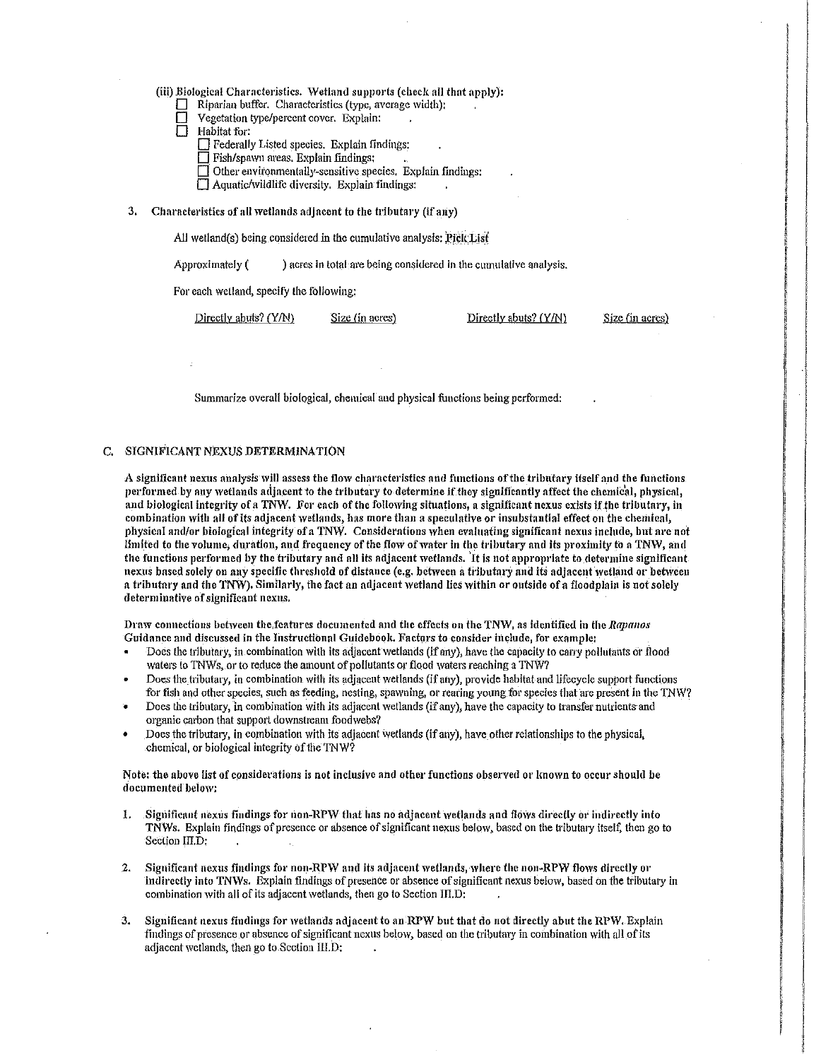(iii) Biological Characteristics. Wetland supports (check all that apply):

- ☐ Riparian buffer. Characteristics (type, average width):
- ☐ Vegetation type/percent cover. Explain:
- ☐ Habitat for:
  - ☐ Federally Listed species. Explain findings:
  - ☐ Fish/spawn areas. Explain findings:
  - ☐ Other environmentally-sensitive species. Explain findings:
  - ☐ Aquatic/wildlife diversity. Explain findings:

3. **Characteristics of all wetlands adjacent to the tributary (if any)**

All wetland(s) being considered in the cumulative analysis: Pick List

Approximately ( ) acres in total are being considered in the cumulative analysis.

For each wetland, specify the following:

| Directly abuts? (Y/N) | Size (in acres) | Directly abuts? (Y/N) | Size (in acres) |
|---|---|---|---|

Summarize overall biological, chemical and physical functions being performed:

## C. SIGNIFICANT NEXUS DETERMINATION

**A significant nexus analysis will assess the flow characteristics and functions of the tributary itself and the functions performed by any wetlands adjacent to the tributary to determine if they significantly affect the chemical, physical, and biological integrity of a TNW. For each of the following situations, a significant nexus exists if the tributary, in combination with all of its adjacent wetlands, has more than a speculative or insubstantial effect on the chemical, physical and/or biological integrity of a TNW. Considerations when evaluating significant nexus include, but are not limited to the volume, duration, and frequency of the flow of water in the tributary and its proximity to a TNW, and the functions performed by the tributary and all its adjacent wetlands. It is not appropriate to determine significant nexus based solely on any specific threshold of distance (e.g. between a tributary and its adjacent wetland or between a tributary and the TNW). Similarly, the fact an adjacent wetland lies within or outside of a floodplain is not solely determinative of significant nexus.**

**Draw connections between the features documented and the effects on the TNW, as identified in the *Rapanos* Guidance and discussed in the Instructional Guidebook. Factors to consider include, for example:**

- Does the tributary, in combination with its adjacent wetlands (if any), have the capacity to carry pollutants or flood waters to TNWs, or to reduce the amount of pollutants or flood waters reaching a TNW?
- Does the tributary, in combination with its adjacent wetlands (if any), provide habitat and lifecycle support functions for fish and other species, such as feeding, nesting, spawning, or rearing young for species that are present in the TNW?
- Does the tributary, in combination with its adjacent wetlands (if any), have the capacity to transfer nutrients and organic carbon that support downstream foodwebs?
- Does the tributary, in combination with its adjacent wetlands (if any), have other relationships to the physical, chemical, or biological integrity of the TNW?

**Note: the above list of considerations is not inclusive and other functions observed or known to occur should be documented below:**

1. **Significant nexus findings for non-RPW that has no adjacent wetlands and flows directly or indirectly into TNWs.** Explain findings of presence or absence of significant nexus below, based on the tributary itself, then go to Section III.D:

2. **Significant nexus findings for non-RPW and its adjacent wetlands, where the non-RPW flows directly or indirectly into TNWs.** Explain findings of presence or absence of significant nexus below, based on the tributary in combination with all of its adjacent wetlands, then go to Section III.D:

3. **Significant nexus findings for wetlands adjacent to an RPW but that do not directly abut the RPW.** Explain findings of presence or absence of significant nexus below, based on the tributary in combination with all of its adjacent wetlands, then go to Section III.D: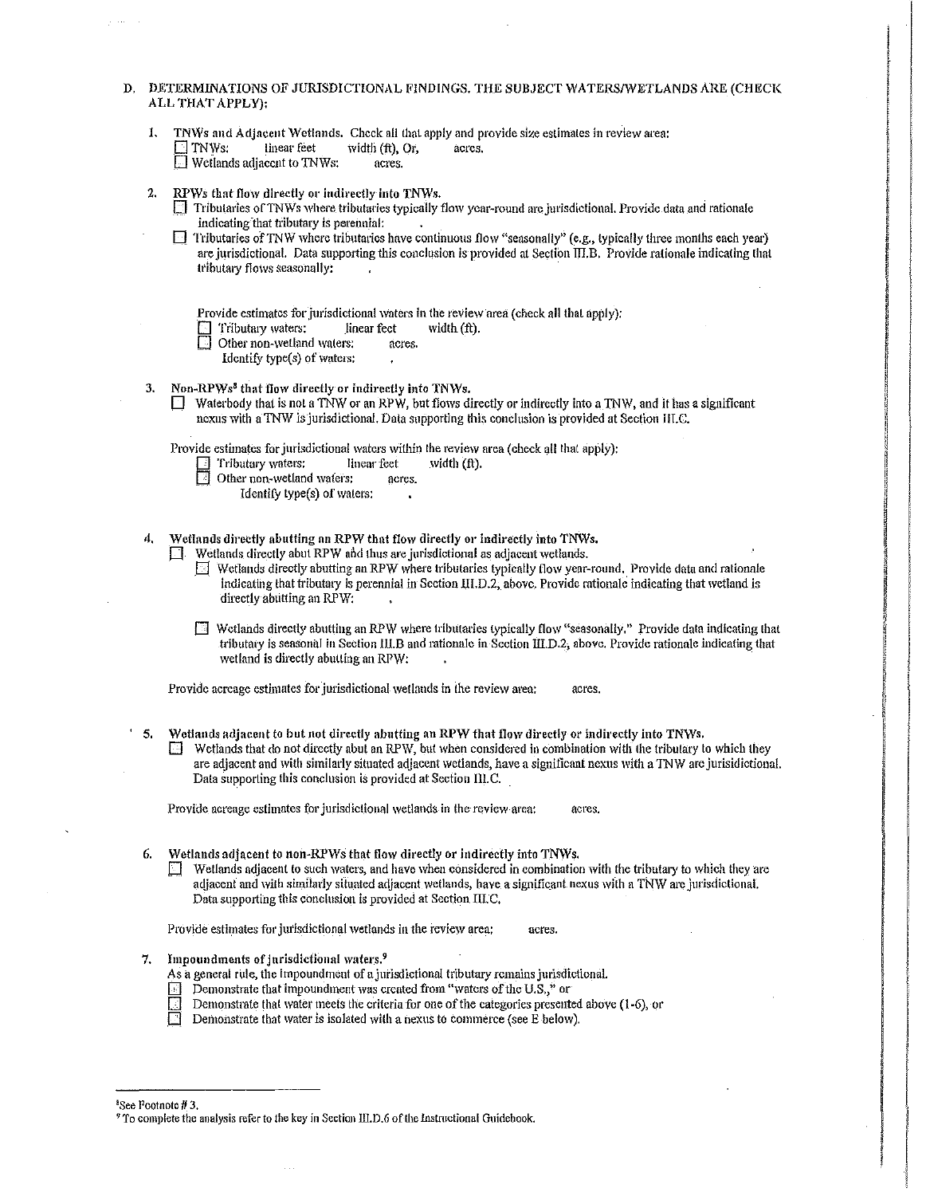D. DETERMINATIONS OF JURISDICTIONAL FINDINGS. THE SUBJECT WATERS/WETLANDS ARE (CHECK ALL THAT APPLY):

1. **TNWs and Adjacent Wetlands.** Check all that apply and provide size estimates in review area:
   - ☐ TNWs: linear feet width (ft), Or, acres.
   - ☐ Wetlands adjacent to TNWs: acres.

2. **RPWs that flow directly or indirectly into TNWs.**
   - ☐ Tributaries of TNWs where tributaries typically flow year-round are jurisdictional. Provide data and rationale indicating that tributary is perennial: .
   - ☐ Tributaries of TNW where tributaries have continuous flow "seasonally" (e.g., typically three months each year) are jurisdictional. Data supporting this conclusion is provided at Section III.B. Provide rationale indicating that tributary flows seasonally: .

   Provide estimates for jurisdictional waters in the review area (check all that apply):
   - ☐ Tributary waters: linear feet width (ft).
   - ☐ Other non-wetland waters: acres.
     Identify type(s) of waters: .

3. **Non-RPWs[8] that flow directly or indirectly into TNWs.**
   - ☐ Waterbody that is not a TNW or an RPW, but flows directly or indirectly into a TNW, and it has a significant nexus with a TNW is jurisdictional. Data supporting this conclusion is provided at Section III.C.

   Provide estimates for jurisdictional waters within the review area (check all that apply):
   - ☐ Tributary waters: linear feet width (ft).
   - ☐ Other non-wetland waters: acres.
     Identify type(s) of waters: .

4. **Wetlands directly abutting an RPW that flow directly or indirectly into TNWs.**
   - ☐ Wetlands directly abut RPW and thus are jurisdictional as adjacent wetlands.
     - ☐ Wetlands directly abutting an RPW where tributaries typically flow year-round. Provide data and rationale indicating that tributary is perennial in Section III.D.2, above. Provide rationale indicating that wetland is directly abutting an RPW: .
     - ☐ Wetlands directly abutting an RPW where tributaries typically flow "seasonally." Provide data indicating that tributary is seasonal in Section III.B and rationale in Section III.D.2, above. Provide rationale indicating that wetland is directly abutting an RPW: .

   Provide acreage estimates for jurisdictional wetlands in the review area: acres.

5. **Wetlands adjacent to but not directly abutting an RPW that flow directly or indirectly into TNWs.**
   - ☐ Wetlands that do not directly abut an RPW, but when considered in combination with the tributary to which they are adjacent and with similarly situated adjacent wetlands, have a significant nexus with a TNW are jurisidictional. Data supporting this conclusion is provided at Section III.C.

   Provide acreage estimates for jurisdictional wetlands in the review area: acres.

6. **Wetlands adjacent to non-RPWs that flow directly or indirectly into TNWs.**
   - ☐ Wetlands adjacent to such waters, and have when considered in combination with the tributary to which they are adjacent and with similarly situated adjacent wetlands, have a significant nexus with a TNW are jurisdictional. Data supporting this conclusion is provided at Section III.C.

   Provide estimates for jurisdictional wetlands in the review area: acres.

7. **Impoundments of jurisdictional waters.**[9]
   As a general rule, the impoundment of a jurisdictional tributary remains jurisdictional.
   - ☐ Demonstrate that impoundment was created from "waters of the U.S.," or
   - ☐ Demonstrate that water meets the criteria for one of the categories presented above (1-6), or
   - ☐ Demonstrate that water is isolated with a nexus to commerce (see E below).

---

[8] See Footnote # 3.

[9] To complete the analysis refer to the key in Section III.D.6 of the Instructional Guidebook.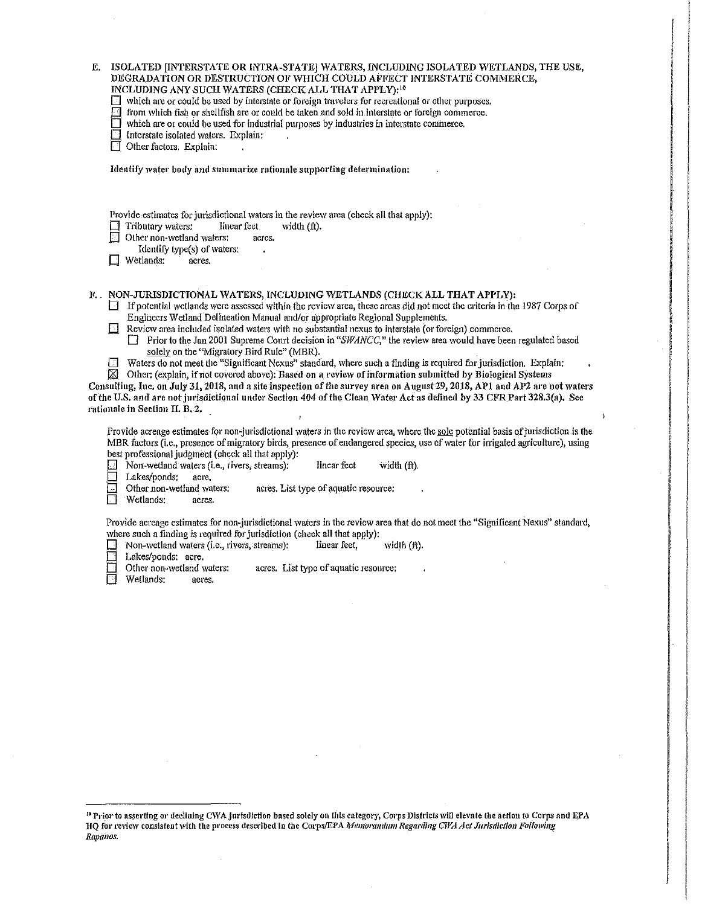E. ISOLATED [INTERSTATE OR INTRA-STATE] WATERS, INCLUDING ISOLATED WETLANDS, THE USE, DEGRADATION OR DESTRUCTION OF WHICH COULD AFFECT INTERSTATE COMMERCE, INCLUDING ANY SUCH WATERS (CHECK ALL THAT APPLY):[10]

- ☐ which are or could be used by interstate or foreign travelers for recreational or other purposes.
- ☐ from which fish or shellfish are or could be taken and sold in interstate or foreign commerce.
- ☐ which are or could be used for industrial purposes by industries in interstate commerce.
- ☐ Interstate isolated waters. Explain: .
- ☐ Other factors. Explain: .

**Identify water body and summarize rationale supporting determination:**

Provide estimates for jurisdictional waters in the review area (check all that apply):

- ☐ Tributary waters: linear feet width (ft).
- ☐ Other non-wetland waters: acres.
  - Identify type(s) of waters: .
- ☐ Wetlands: acres.

F. NON-JURISDICTIONAL WATERS, INCLUDING WETLANDS (CHECK ALL THAT APPLY):

- ☐ If potential wetlands were assessed within the review area, these areas did not meet the criteria in the 1987 Corps of Engineers Wetland Delineation Manual and/or appropriate Regional Supplements.
- ☐ Review area included isolated waters with no substantial nexus to interstate (or foreign) commerce.
  - ☐ Prior to the Jan 2001 Supreme Court decision in "*SWANCC*," the review area would have been regulated based solely on the "Migratory Bird Rule" (MBR).
- ☐ Waters do not meet the "Significant Nexus" standard, where such a finding is required for jurisdiction. Explain: .
- ☒ Other: (explain, if not covered above): **Based on a review of information submitted by Biological Systems Consulting, Inc. on July 31, 2018, and a site inspection of the survey area on August 29, 2018, AP1 and AP2 are not waters of the U.S. and are not jurisdictional under Section 404 of the Clean Water Act as defined by 33 CFR Part 328.3(a). See rationale in Section II. B. 2.**

Provide acreage estimates for non-jurisdictional waters in the review area, where the sole potential basis of jurisdiction is the MBR factors (i.e., presence of migratory birds, presence of endangered species, use of water for irrigated agriculture), using best professional judgment (check all that apply):

- ☐ Non-wetland waters (i.e., rivers, streams): linear feet width (ft).
- ☐ Lakes/ponds: acre.
- ☐ Other non-wetland waters: acres. List type of aquatic resource: .
- ☐ Wetlands: acres.

Provide acreage estimates for non-jurisdictional waters in the review area that do not meet the "Significant Nexus" standard, where such a finding is required for jurisdiction (check all that apply):

- ☐ Non-wetland waters (i.e., rivers, streams): linear feet, width (ft).
- ☐ Lakes/ponds: acre.
- ☐ Other non-wetland waters: acres. List type of aquatic resource: .
- ☐ Wetlands: acres.

---

[10] Prior to asserting or declining CWA jurisdiction based solely on this category, Corps Districts will elevate the action to Corps and EPA HQ for review consistent with the process described in the Corps/EPA *Memorandum Regarding CWA Act Jurisdiction Following Rapanos.*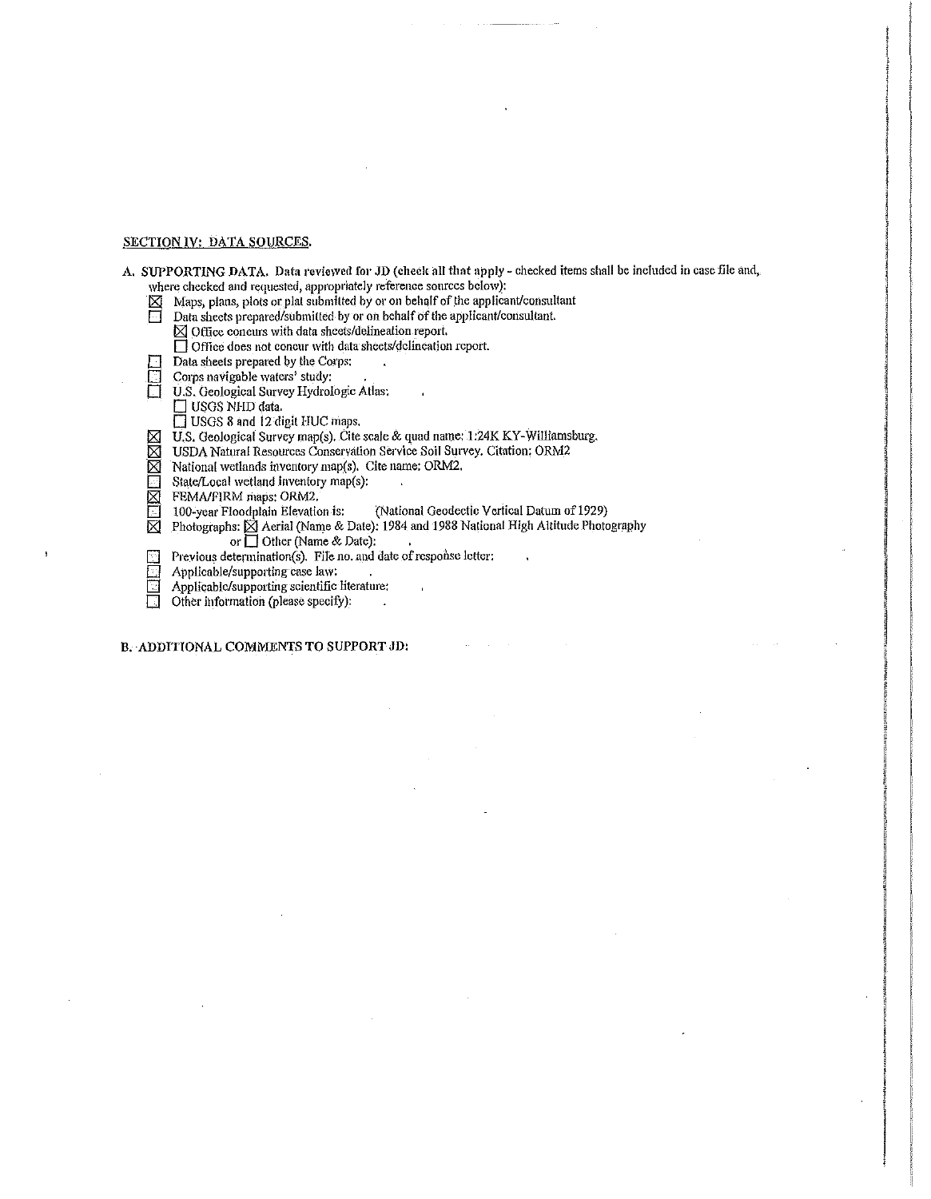SECTION IV: DATA SOURCES.

A. SUPPORTING DATA. Data reviewed for JD (check all that apply - checked items shall be included in case file and, where checked and requested, appropriately reference sources below):

- ☒ Maps, plans, plots or plat submitted by or on behalf of the applicant/consultant
- ☐ Data sheets prepared/submitted by or on behalf of the applicant/consultant.
  - ☒ Office concurs with data sheets/delineation report.
  - ☐ Office does not concur with data sheets/delineation report.
- ☐ Data sheets prepared by the Corps: .
- ☐ Corps navigable waters' study: .
- ☐ U.S. Geological Survey Hydrologic Atlas: .
  - ☐ USGS NHD data.
  - ☐ USGS 8 and 12 digit HUC maps.
- ☒ U.S. Geological Survey map(s). Cite scale & quad name: 1:24K KY-Williamsburg.
- ☒ USDA Natural Resources Conservation Service Soil Survey. Citation: ORM2
- ☒ National wetlands inventory map(s). Cite name: ORM2.
- ☐ State/Local wetland inventory map(s): .
- ☒ FEMA/FIRM maps: ORM2.
- ☐ 100-year Floodplain Elevation is: (National Geodectic Vertical Datum of 1929)
- ☒ Photographs: ☒ Aerial (Name & Date): 1984 and 1988 National High Altitude Photography
  or ☐ Other (Name & Date): .
- ☐ Previous determination(s). File no. and date of response letter: .
- ☐ Applicable/supporting case law: .
- ☐ Applicable/supporting scientific literature: .
- ☐ Other information (please specify): .

B. ADDITIONAL COMMENTS TO SUPPORT JD: